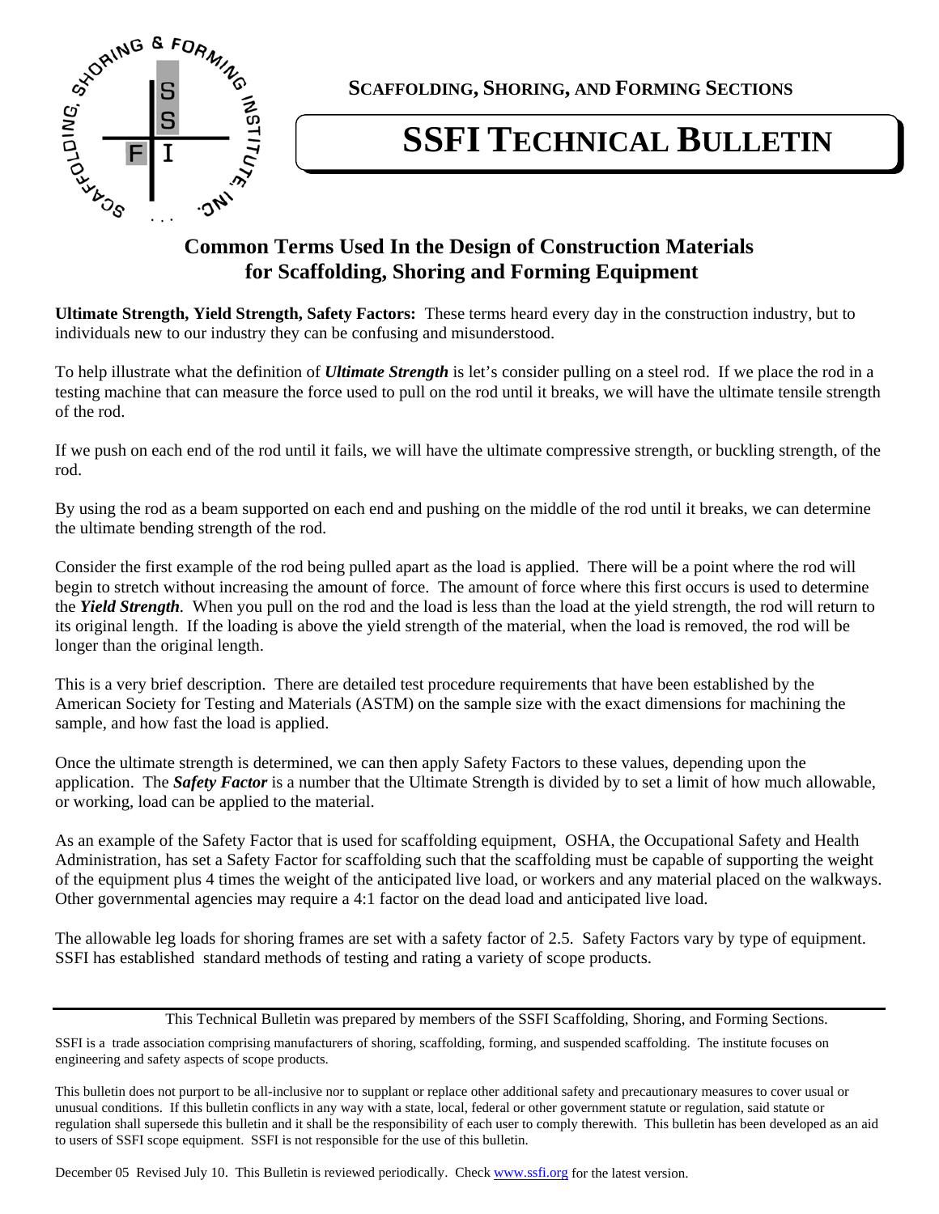**SCAFFOLDING, SHORING, AND FORMING SECTIONS**

# SSFI TECHNICAL BULLETIN

## Common Terms Used In the Design of Construction Materials for Scaffolding, Shoring and Forming Equipment

**Ultimate Strength, Yield Strength, Safety Factors:** These terms heard every day in the construction industry, but to individuals new to our industry they can be confusing and misunderstood.

To help illustrate what the definition of ***Ultimate Strength*** is let's consider pulling on a steel rod. If we place the rod in a testing machine that can measure the force used to pull on the rod until it breaks, we will have the ultimate tensile strength of the rod.

If we push on each end of the rod until it fails, we will have the ultimate compressive strength, or buckling strength, of the rod.

By using the rod as a beam supported on each end and pushing on the middle of the rod until it breaks, we can determine the ultimate bending strength of the rod.

Consider the first example of the rod being pulled apart as the load is applied. There will be a point where the rod will begin to stretch without increasing the amount of force. The amount of force where this first occurs is used to determine the ***Yield Strength***. When you pull on the rod and the load is less than the load at the yield strength, the rod will return to its original length. If the loading is above the yield strength of the material, when the load is removed, the rod will be longer than the original length.

This is a very brief description. There are detailed test procedure requirements that have been established by the American Society for Testing and Materials (ASTM) on the sample size with the exact dimensions for machining the sample, and how fast the load is applied.

Once the ultimate strength is determined, we can then apply Safety Factors to these values, depending upon the application. The ***Safety Factor*** is a number that the Ultimate Strength is divided by to set a limit of how much allowable, or working, load can be applied to the material.

As an example of the Safety Factor that is used for scaffolding equipment, OSHA, the Occupational Safety and Health Administration, has set a Safety Factor for scaffolding such that the scaffolding must be capable of supporting the weight of the equipment plus 4 times the weight of the anticipated live load, or workers and any material placed on the walkways. Other governmental agencies may require a 4:1 factor on the dead load and anticipated live load.

The allowable leg loads for shoring frames are set with a safety factor of 2.5. Safety Factors vary by type of equipment. SSFI has established standard methods of testing and rating a variety of scope products.

---

This Technical Bulletin was prepared by members of the SSFI Scaffolding, Shoring, and Forming Sections.

SSFI is a trade association comprising manufacturers of shoring, scaffolding, forming, and suspended scaffolding. The institute focuses on engineering and safety aspects of scope products.

This bulletin does not purport to be all-inclusive nor to supplant or replace other additional safety and precautionary measures to cover usual or unusual conditions. If this bulletin conflicts in any way with a state, local, federal or other government statute or regulation, said statute or regulation shall supersede this bulletin and it shall be the responsibility of each user to comply therewith. This bulletin has been developed as an aid to users of SSFI scope equipment. SSFI is not responsible for the use of this bulletin.

December 05 Revised July 10. This Bulletin is reviewed periodically. Check www.ssfi.org for the latest version.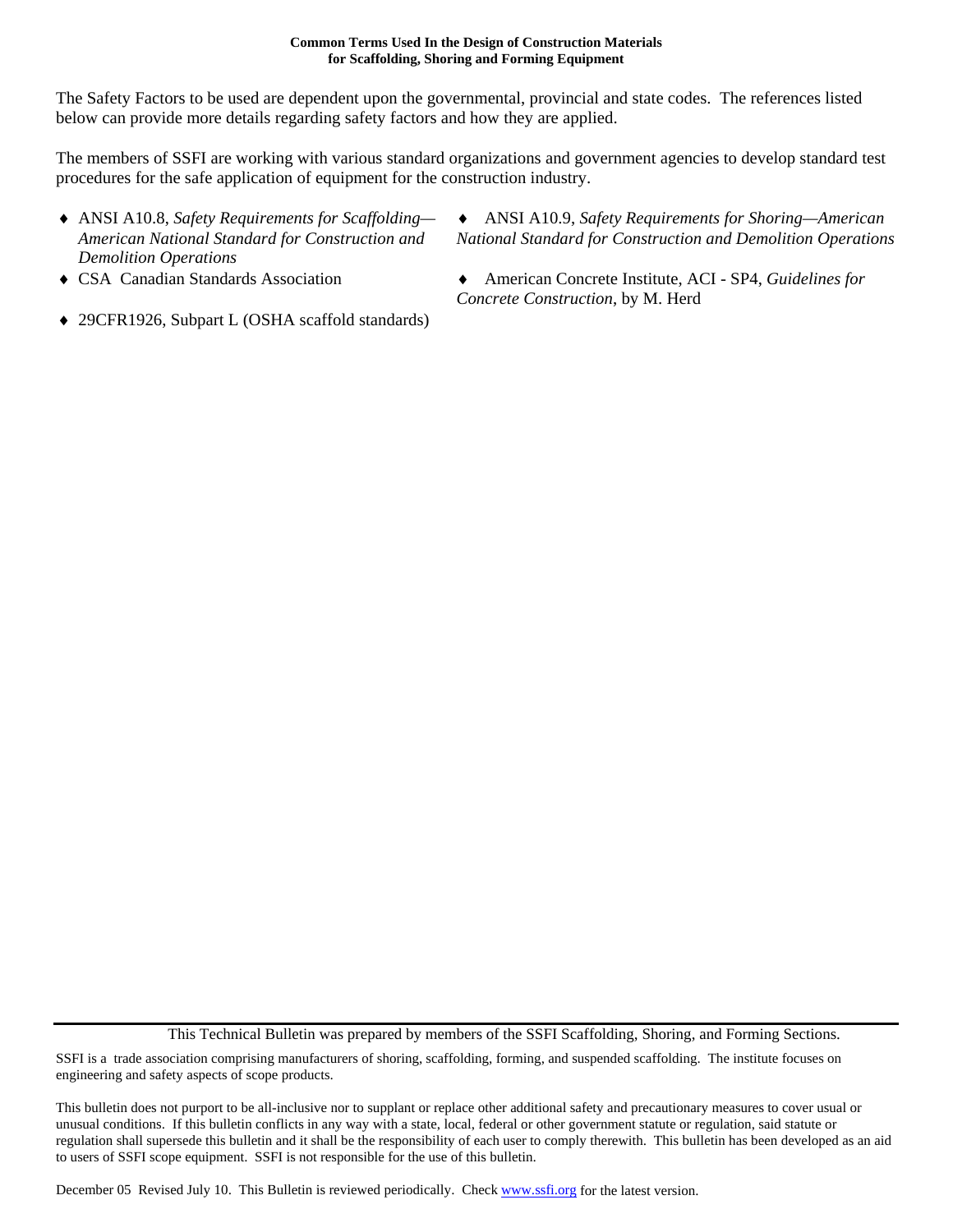**Common Terms Used In the Design of Construction Materials for Scaffolding, Shoring and Forming Equipment**

The Safety Factors to be used are dependent upon the governmental, provincial and state codes. The references listed below can provide more details regarding safety factors and how they are applied.

The members of SSFI are working with various standard organizations and government agencies to develop standard test procedures for the safe application of equipment for the construction industry.

- ANSI A10.8, *Safety Requirements for Scaffolding—American National Standard for Construction and Demolition Operations*
- CSA Canadian Standards Association
- 29CFR1926, Subpart L (OSHA scaffold standards)
- ANSI A10.9, *Safety Requirements for Shoring—American National Standard for Construction and Demolition Operations*
- American Concrete Institute, ACI - SP4, *Guidelines for Concrete Construction*, by M. Herd

---

This Technical Bulletin was prepared by members of the SSFI Scaffolding, Shoring, and Forming Sections.

SSFI is a trade association comprising manufacturers of shoring, scaffolding, forming, and suspended scaffolding. The institute focuses on engineering and safety aspects of scope products.

This bulletin does not purport to be all-inclusive nor to supplant or replace other additional safety and precautionary measures to cover usual or unusual conditions. If this bulletin conflicts in any way with a state, local, federal or other government statute or regulation, said statute or regulation shall supersede this bulletin and it shall be the responsibility of each user to comply therewith. This bulletin has been developed as an aid to users of SSFI scope equipment. SSFI is not responsible for the use of this bulletin.

December 05 Revised July 10. This Bulletin is reviewed periodically. Check www.ssfi.org for the latest version.